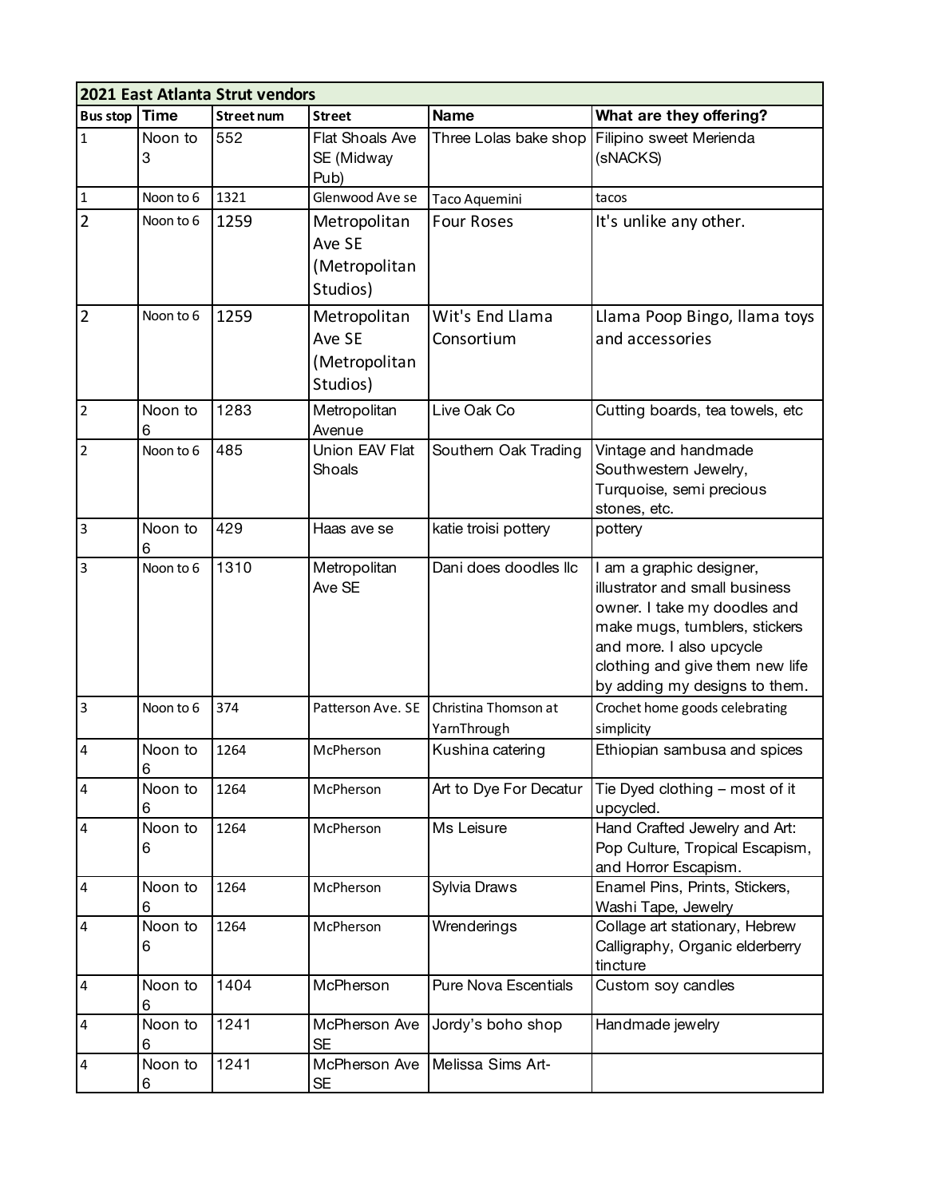| 2021 East Atlanta Strut vendors | | | | | |
|---|---|---|---|---|---|
| **Bus stop** | **Time** | **Street num** | **Street** | **Name** | **What are they offering?** |
| 1 | Noon to 3 | 552 | Flat Shoals Ave SE (Midway Pub) | Three Lolas bake shop | Filipino sweet Merienda (sNACKS) |
| 1 | Noon to 6 | 1321 | Glenwood Ave se | Taco Aquemini | tacos |
| 2 | Noon to 6 | 1259 | Metropolitan Ave SE (Metropolitan Studios) | Four Roses | It's unlike any other. |
| 2 | Noon to 6 | 1259 | Metropolitan Ave SE (Metropolitan Studios) | Wit's End Llama Consortium | Llama Poop Bingo, llama toys and accessories |
| 2 | Noon to 6 | 1283 | Metropolitan Avenue | Live Oak Co | Cutting boards, tea towels, etc |
| 2 | Noon to 6 | 485 | Union EAV Flat Shoals | Southern Oak Trading | Vintage and handmade Southwestern Jewelry, Turquoise, semi precious stones, etc. |
| 3 | Noon to 6 | 429 | Haas ave se | katie troisi pottery | pottery |
| 3 | Noon to 6 | 1310 | Metropolitan Ave SE | Dani does doodles llc | I am a graphic designer, illustrator and small business owner. I take my doodles and make mugs, tumblers, stickers and more. I also upcycle clothing and give them new life by adding my designs to them. |
| 3 | Noon to 6 | 374 | Patterson Ave. SE | Christina Thomson at YarnThrough | Crochet home goods celebrating simplicity |
| 4 | Noon to 6 | 1264 | McPherson | Kushina catering | Ethiopian sambusa and spices |
| 4 | Noon to 6 | 1264 | McPherson | Art to Dye For Decatur | Tie Dyed clothing – most of it upcycled. |
| 4 | Noon to 6 | 1264 | McPherson | Ms Leisure | Hand Crafted Jewelry and Art: Pop Culture, Tropical Escapism, and Horror Escapism. |
| 4 | Noon to 6 | 1264 | McPherson | Sylvia Draws | Enamel Pins, Prints, Stickers, Washi Tape, Jewelry |
| 4 | Noon to 6 | 1264 | McPherson | Wrenderings | Collage art stationary, Hebrew Calligraphy, Organic elderberry tincture |
| 4 | Noon to 6 | 1404 | McPherson | Pure Nova Escentials | Custom soy candles |
| 4 | Noon to 6 | 1241 | McPherson Ave SE | Jordy's boho shop | Handmade jewelry |
| 4 | Noon to 6 | 1241 | McPherson Ave SE | Melissa Sims Art- | |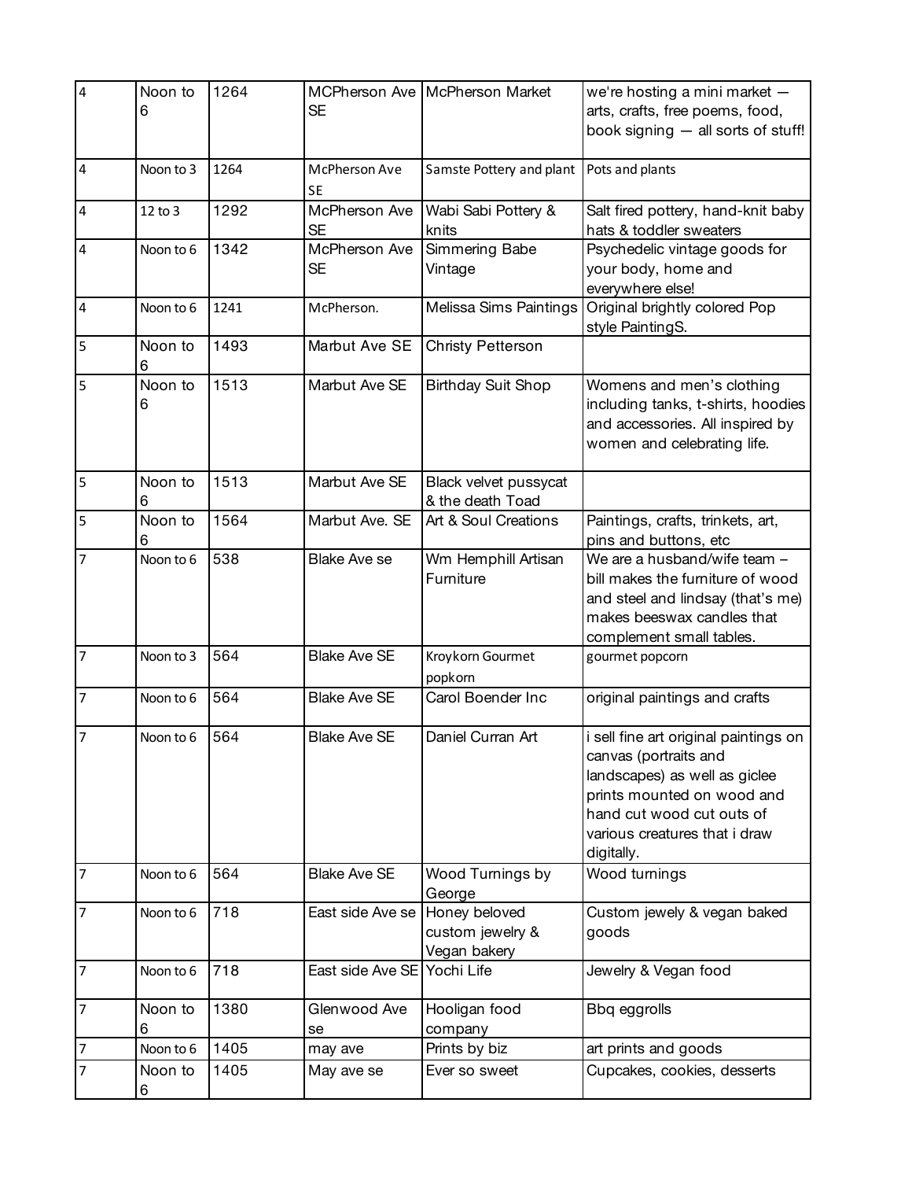| | | | | | |
|---|---|---|---|---|---|
| 4 | Noon to 6 | 1264 | MCPherson Ave SE | McPherson Market | we're hosting a mini market — arts, crafts, free poems, food, book signing — all sorts of stuff! |
| 4 | Noon to 3 | 1264 | McPherson Ave SE | Samste Pottery and plant | Pots and plants |
| 4 | 12 to 3 | 1292 | McPherson Ave SE | Wabi Sabi Pottery & knits | Salt fired pottery, hand-knit baby hats & toddler sweaters |
| 4 | Noon to 6 | 1342 | McPherson Ave SE | Simmering Babe Vintage | Psychedelic vintage goods for your body, home and everywhere else! |
| 4 | Noon to 6 | 1241 | McPherson. | Melissa Sims Paintings | Original brightly colored Pop style PaintingS. |
| 5 | Noon to 6 | 1493 | Marbut Ave SE | Christy Petterson | |
| 5 | Noon to 6 | 1513 | Marbut Ave SE | Birthday Suit Shop | Womens and men's clothing including tanks, t-shirts, hoodies and accessories. All inspired by women and celebrating life. |
| 5 | Noon to 6 | 1513 | Marbut Ave SE | Black velvet pussycat & the death Toad | |
| 5 | Noon to 6 | 1564 | Marbut Ave. SE | Art & Soul Creations | Paintings, crafts, trinkets, art, pins and buttons, etc |
| 7 | Noon to 6 | 538 | Blake Ave se | Wm Hemphill Artisan Furniture | We are a husband/wife team – bill makes the furniture of wood and steel and lindsay (that's me) makes beeswax candles that complement small tables. |
| 7 | Noon to 3 | 564 | Blake Ave SE | Kroykorn Gourmet popkorn | gourmet popcorn |
| 7 | Noon to 6 | 564 | Blake Ave SE | Carol Boender Inc | original paintings and crafts |
| 7 | Noon to 6 | 564 | Blake Ave SE | Daniel Curran Art | i sell fine art original paintings on canvas (portraits and landscapes) as well as giclee prints mounted on wood and hand cut wood cut outs of various creatures that i draw digitally. |
| 7 | Noon to 6 | 564 | Blake Ave SE | Wood Turnings by George | Wood turnings |
| 7 | Noon to 6 | 718 | East side Ave se | Honey beloved custom jewelry & Vegan bakery | Custom jewely & vegan baked goods |
| 7 | Noon to 6 | 718 | East side Ave SE | Yochi Life | Jewelry & Vegan food |
| 7 | Noon to 6 | 1380 | Glenwood Ave se | Hooligan food company | Bbq eggrolls |
| 7 | Noon to 6 | 1405 | may ave | Prints by biz | art prints and goods |
| 7 | Noon to 6 | 1405 | May ave se | Ever so sweet | Cupcakes, cookies, desserts |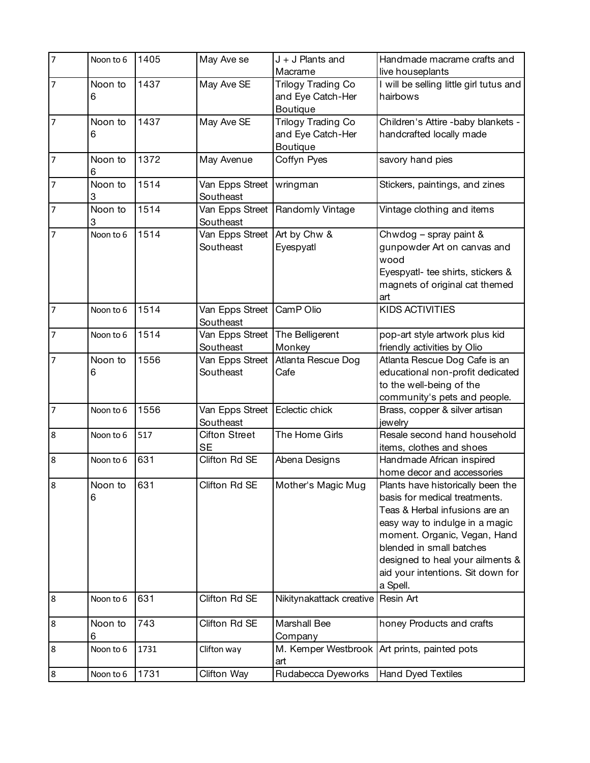| 7 | Noon to 6 | 1405 | May Ave se | J + J Plants and Macrame | Handmade macrame crafts and live houseplants |
|---|---|---|---|---|---|
| 7 | Noon to 6 | 1437 | May Ave SE | Trilogy Trading Co and Eye Catch-Her Boutique | I will be selling little girl tutus and hairbows |
| 7 | Noon to 6 | 1437 | May Ave SE | Trilogy Trading Co and Eye Catch-Her Boutique | Children's Attire -baby blankets - handcrafted locally made |
| 7 | Noon to 6 | 1372 | May Avenue | Coffyn Pyes | savory hand pies |
| 7 | Noon to 3 | 1514 | Van Epps Street Southeast | wringman | Stickers, paintings, and zines |
| 7 | Noon to 3 | 1514 | Van Epps Street Southeast | Randomly Vintage | Vintage clothing and items |
| 7 | Noon to 6 | 1514 | Van Epps Street Southeast | Art by Chw & Eyespyatl | Chwdog – spray paint & gunpowder Art on canvas and wood<br>Eyespyatl- tee shirts, stickers & magnets of original cat themed art |
| 7 | Noon to 6 | 1514 | Van Epps Street Southeast | CamP Olio | KIDS ACTIVITIES |
| 7 | Noon to 6 | 1514 | Van Epps Street Southeast | The Belligerent Monkey | pop-art style artwork plus kid friendly activities by Olio |
| 7 | Noon to 6 | 1556 | Van Epps Street Southeast | Atlanta Rescue Dog Cafe | Atlanta Rescue Dog Cafe is an educational non-profit dedicated to the well-being of the community's pets and people. |
| 7 | Noon to 6 | 1556 | Van Epps Street Southeast | Eclectic chick | Brass, copper & silver artisan jewelry |
| 8 | Noon to 6 | 517 | Cifton Street SE | The Home Girls | Resale second hand household items, clothes and shoes |
| 8 | Noon to 6 | 631 | Clifton Rd SE | Abena Designs | Handmade African inspired home decor and accessories |
| 8 | Noon to 6 | 631 | Clifton Rd SE | Mother's Magic Mug | Plants have historically been the basis for medical treatments. Teas & Herbal infusions are an easy way to indulge in a magic moment. Organic, Vegan, Hand blended in small batches designed to heal your ailments & aid your intentions. Sit down for a Spell. |
| 8 | Noon to 6 | 631 | Clifton Rd SE | Nikitynakattack creative | Resin Art |
| 8 | Noon to 6 | 743 | Clifton Rd SE | Marshall Bee Company | honey Products and crafts |
| 8 | Noon to 6 | 1731 | Clifton way | M. Kemper Westbrook art | Art prints, painted pots |
| 8 | Noon to 6 | 1731 | Clifton Way | Rudabecca Dyeworks | Hand Dyed Textiles |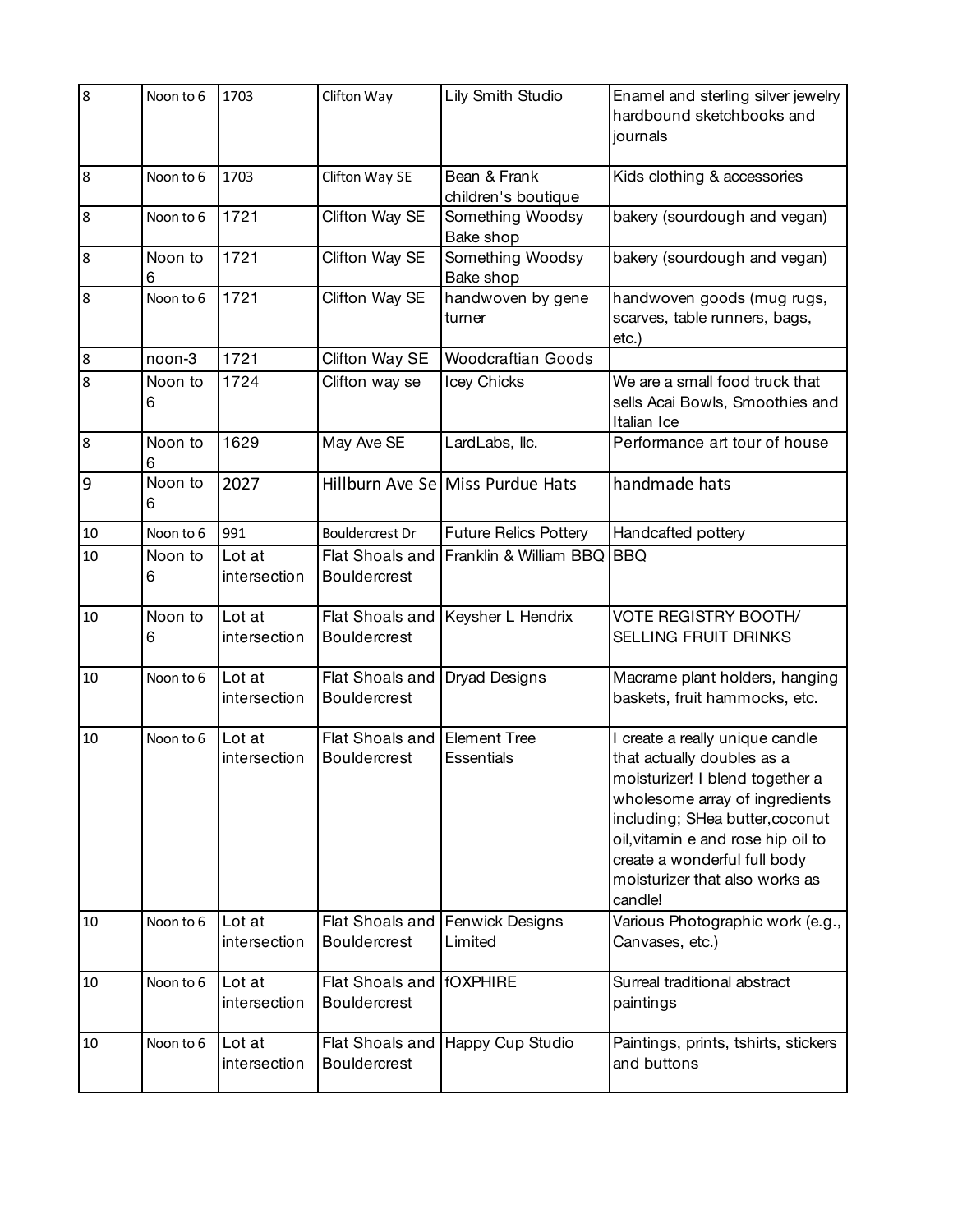| | | | | | |
|---|---|---|---|---|---|
| 8 | Noon to 6 | 1703 | Clifton Way | Lily Smith Studio | Enamel and sterling silver jewelry hardbound sketchbooks and journals |
| 8 | Noon to 6 | 1703 | Clifton Way SE | Bean & Frank children's boutique | Kids clothing & accessories |
| 8 | Noon to 6 | 1721 | Clifton Way SE | Something Woodsy Bake shop | bakery (sourdough and vegan) |
| 8 | Noon to 6 | 1721 | Clifton Way SE | Something Woodsy Bake shop | bakery (sourdough and vegan) |
| 8 | Noon to 6 | 1721 | Clifton Way SE | handwoven by gene turner | handwoven goods (mug rugs, scarves, table runners, bags, etc.) |
| 8 | noon-3 | 1721 | Clifton Way SE | Woodcraftian Goods | |
| 8 | Noon to 6 | 1724 | Clifton way se | Icey Chicks | We are a small food truck that sells Acai Bowls, Smoothies and Italian Ice |
| 8 | Noon to 6 | 1629 | May Ave SE | LardLabs, llc. | Performance art tour of house |
| 9 | Noon to 6 | 2027 | Hillburn Ave Se | Miss Purdue Hats | handmade hats |
| 10 | Noon to 6 | 991 | Bouldercrest Dr | Future Relics Pottery | Handcafted pottery |
| 10 | Noon to 6 | Lot at intersection | Flat Shoals and Bouldercrest | Franklin & William BBQ | BBQ |
| 10 | Noon to 6 | Lot at intersection | Flat Shoals and Bouldercrest | Keysher L Hendrix | VOTE REGISTRY BOOTH/ SELLING FRUIT DRINKS |
| 10 | Noon to 6 | Lot at intersection | Flat Shoals and Bouldercrest | Dryad Designs | Macrame plant holders, hanging baskets, fruit hammocks, etc. |
| 10 | Noon to 6 | Lot at intersection | Flat Shoals and Bouldercrest | Element Tree Essentials | I create a really unique candle that actually doubles as a moisturizer! I blend together a wholesome array of ingredients including; SHea butter,coconut oil,vitamin e and rose hip oil to create a wonderful full body moisturizer that also works as candle! |
| 10 | Noon to 6 | Lot at intersection | Flat Shoals and Bouldercrest | Fenwick Designs Limited | Various Photographic work (e.g., Canvases, etc.) |
| 10 | Noon to 6 | Lot at intersection | Flat Shoals and Bouldercrest | fOXPHIRE | Surreal traditional abstract paintings |
| 10 | Noon to 6 | Lot at intersection | Flat Shoals and Bouldercrest | Happy Cup Studio | Paintings, prints, tshirts, stickers and buttons |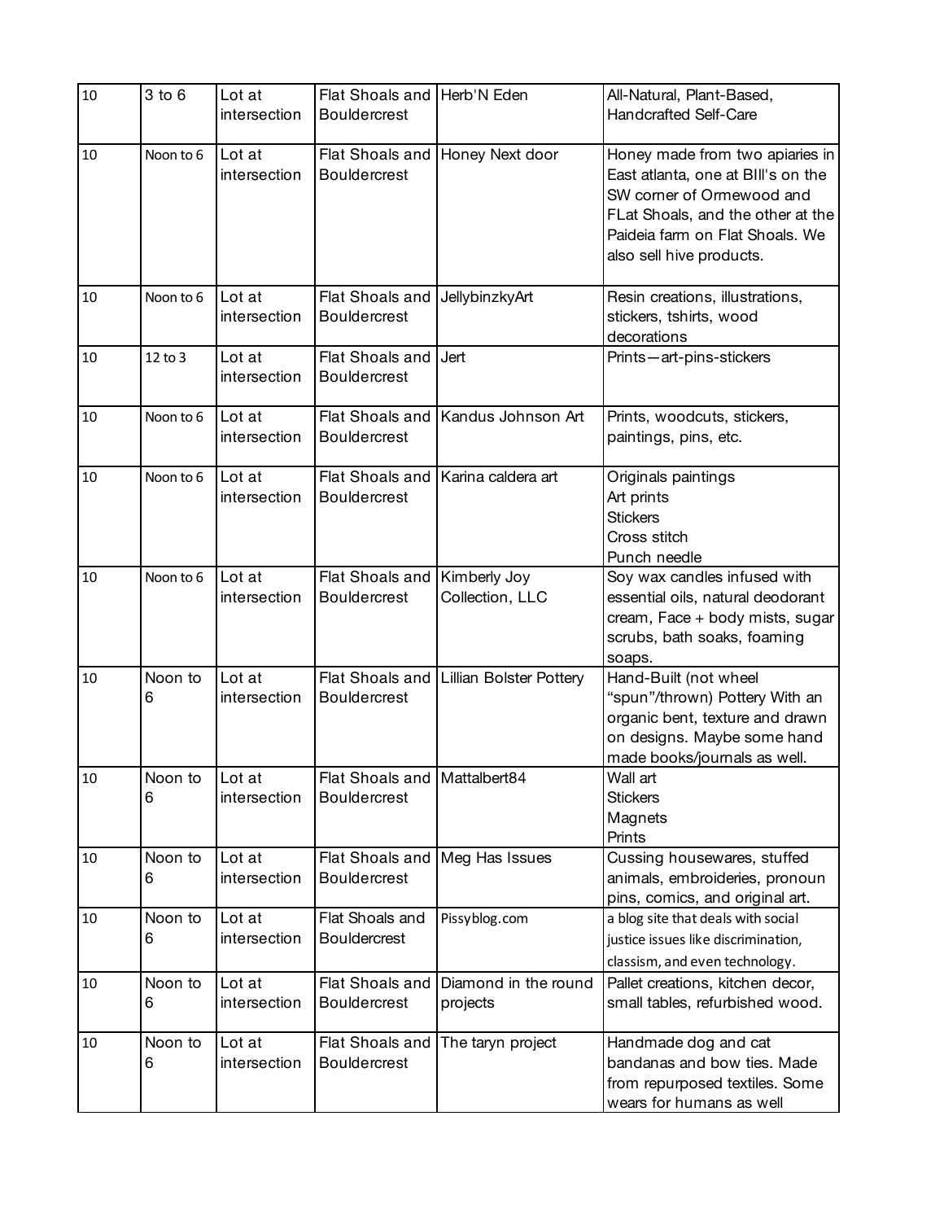| 10 | 3 to 6 | Lot at intersection | Flat Shoals and Bouldercrest | Herb'N Eden | All-Natural, Plant-Based, Handcrafted Self-Care |
|---|---|---|---|---|---|
| 10 | Noon to 6 | Lot at intersection | Flat Shoals and Bouldercrest | Honey Next door | Honey made from two apiaries in East atlanta, one at BIll's on the SW corner of Ormewood and FLat Shoals, and the other at the Paideia farm on Flat Shoals. We also sell hive products. |
| 10 | Noon to 6 | Lot at intersection | Flat Shoals and Bouldercrest | JellybinzkyArt | Resin creations, illustrations, stickers, tshirts, wood decorations |
| 10 | 12 to 3 | Lot at intersection | Flat Shoals and Bouldercrest | Jert | Prints—art-pins-stickers |
| 10 | Noon to 6 | Lot at intersection | Flat Shoals and Bouldercrest | Kandus Johnson Art | Prints, woodcuts, stickers, paintings, pins, etc. |
| 10 | Noon to 6 | Lot at intersection | Flat Shoals and Bouldercrest | Karina caldera art | Originals paintings<br>Art prints<br>Stickers<br>Cross stitch<br>Punch needle |
| 10 | Noon to 6 | Lot at intersection | Flat Shoals and Bouldercrest | Kimberly Joy Collection, LLC | Soy wax candles infused with essential oils, natural deodorant cream, Face + body mists, sugar scrubs, bath soaks, foaming soaps. |
| 10 | Noon to 6 | Lot at intersection | Flat Shoals and Bouldercrest | Lillian Bolster Pottery | Hand-Built (not wheel "spun"/thrown) Pottery With an organic bent, texture and drawn on designs. Maybe some hand made books/journals as well. |
| 10 | Noon to 6 | Lot at intersection | Flat Shoals and Bouldercrest | Mattalbert84 | Wall art<br>Stickers<br>Magnets<br>Prints |
| 10 | Noon to 6 | Lot at intersection | Flat Shoals and Bouldercrest | Meg Has Issues | Cussing housewares, stuffed animals, embroideries, pronoun pins, comics, and original art. |
| 10 | Noon to 6 | Lot at intersection | Flat Shoals and Bouldercrest | Pissyblog.com | a blog site that deals with social justice issues like discrimination, classism, and even technology. |
| 10 | Noon to 6 | Lot at intersection | Flat Shoals and Bouldercrest | Diamond in the round projects | Pallet creations, kitchen decor, small tables, refurbished wood. |
| 10 | Noon to 6 | Lot at intersection | Flat Shoals and Bouldercrest | The taryn project | Handmade dog and cat bandanas and bow ties. Made from repurposed textiles. Some wears for humans as well |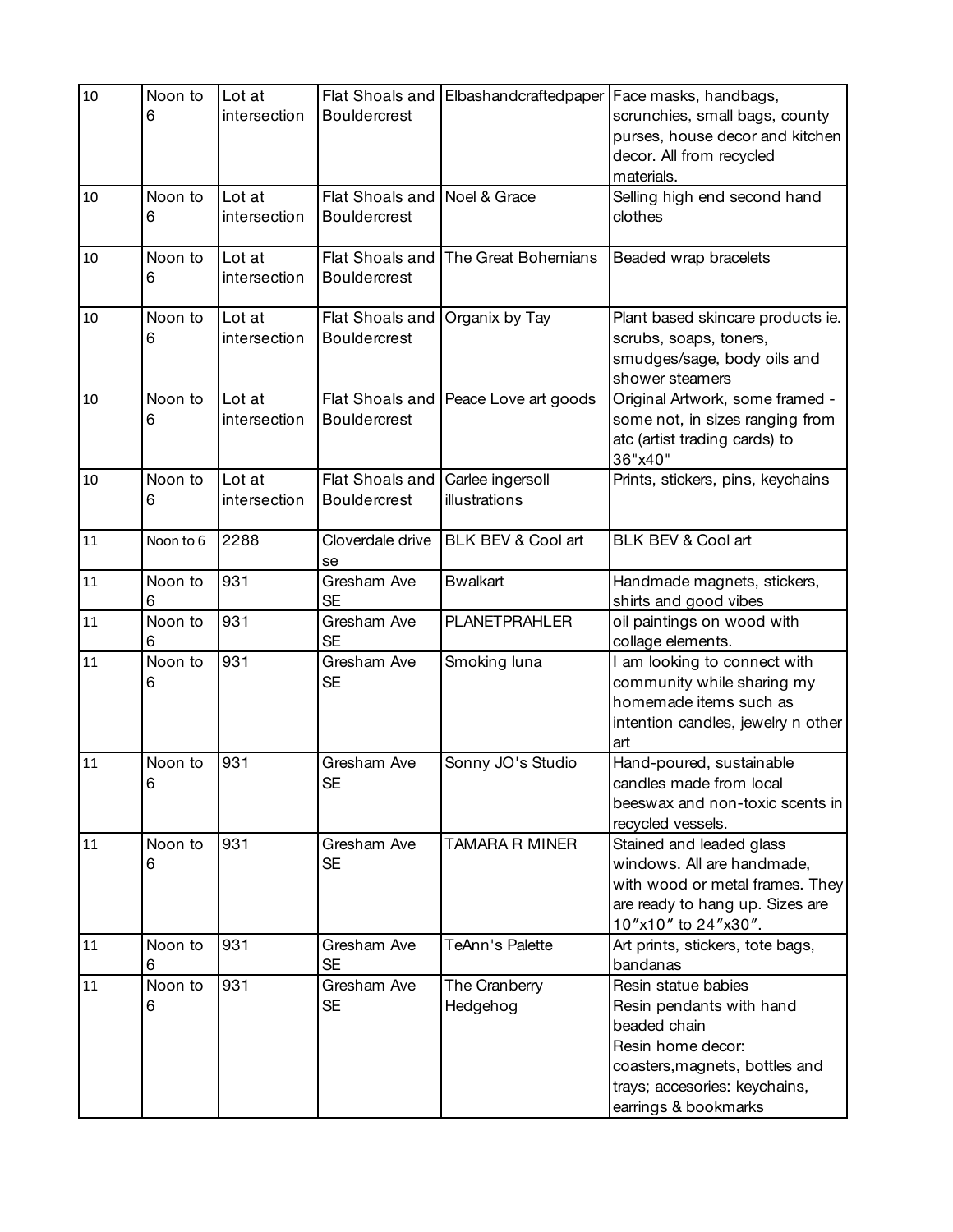| | | | | | |
|---|---|---|---|---|---|
| 10 | Noon to 6 | Lot at intersection | Flat Shoals and Bouldercrest | Elbashandcraftedpaper | Face masks, handbags, scrunchies, small bags, county purses, house decor and kitchen decor. All from recycled materials. |
| 10 | Noon to 6 | Lot at intersection | Flat Shoals and Bouldercrest | Noel & Grace | Selling high end second hand clothes |
| 10 | Noon to 6 | Lot at intersection | Flat Shoals and Bouldercrest | The Great Bohemians | Beaded wrap bracelets |
| 10 | Noon to 6 | Lot at intersection | Flat Shoals and Bouldercrest | Organix by Tay | Plant based skincare products ie. scrubs, soaps, toners, smudges/sage, body oils and shower steamers |
| 10 | Noon to 6 | Lot at intersection | Flat Shoals and Bouldercrest | Peace Love art goods | Original Artwork, some framed - some not, in sizes ranging from atc (artist trading cards) to 36"x40" |
| 10 | Noon to 6 | Lot at intersection | Flat Shoals and Bouldercrest | Carlee ingersoll illustrations | Prints, stickers, pins, keychains |
| 11 | Noon to 6 | 2288 | Cloverdale drive se | BLK BEV & Cool art | BLK BEV & Cool art |
| 11 | Noon to 6 | 931 | Gresham Ave SE | Bwalkart | Handmade magnets, stickers, shirts and good vibes |
| 11 | Noon to 6 | 931 | Gresham Ave SE | PLANETPRAHLER | oil paintings on wood with collage elements. |
| 11 | Noon to 6 | 931 | Gresham Ave SE | Smoking luna | I am looking to connect with community while sharing my homemade items such as intention candles, jewelry n other art |
| 11 | Noon to 6 | 931 | Gresham Ave SE | Sonny JO's Studio | Hand-poured, sustainable candles made from local beeswax and non-toxic scents in recycled vessels. |
| 11 | Noon to 6 | 931 | Gresham Ave SE | TAMARA R MINER | Stained and leaded glass windows. All are handmade, with wood or metal frames. They are ready to hang up. Sizes are 10″x10″ to 24″x30″. |
| 11 | Noon to 6 | 931 | Gresham Ave SE | TeAnn's Palette | Art prints, stickers, tote bags, bandanas |
| 11 | Noon to 6 | 931 | Gresham Ave SE | The Cranberry Hedgehog | Resin statue babies<br>Resin pendants with hand beaded chain<br>Resin home decor: coasters,magnets, bottles and trays; accesories: keychains, earrings & bookmarks |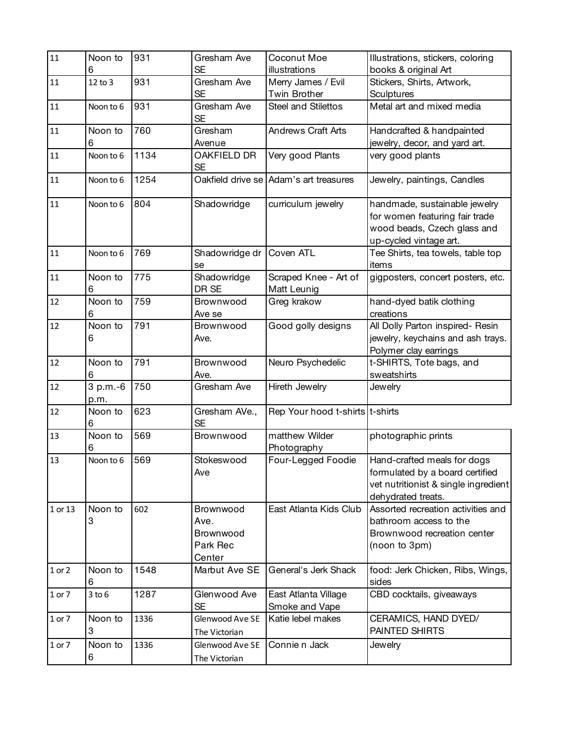| 11 | Noon to 6 | 931 | Gresham Ave SE | Coconut Moe illustrations | Illustrations, stickers, coloring books & original Art |
|---|---|---|---|---|---|
| 11 | 12 to 3 | 931 | Gresham Ave SE | Merry James / Evil Twin Brother | Stickers, Shirts, Artwork, Sculptures |
| 11 | Noon to 6 | 931 | Gresham Ave SE | Steel and Stilettos | Metal art and mixed media |
| 11 | Noon to 6 | 760 | Gresham Avenue | Andrews Craft Arts | Handcrafted & handpainted jewelry, decor, and yard art. |
| 11 | Noon to 6 | 1134 | OAKFIELD DR SE | Very good Plants | very good plants |
| 11 | Noon to 6 | 1254 | Oakfield drive se | Adam's art treasures | Jewelry, paintings, Candles |
| 11 | Noon to 6 | 804 | Shadowridge | curriculum jewelry | handmade, sustainable jewelry for women featuring fair trade wood beads, Czech glass and up-cycled vintage art. |
| 11 | Noon to 6 | 769 | Shadowridge dr se | Coven ATL | Tee Shirts, tea towels, table top items |
| 11 | Noon to 6 | 775 | Shadowridge DR SE | Scraped Knee - Art of Matt Leunig | gigposters, concert posters, etc. |
| 12 | Noon to 6 | 759 | Brownwood Ave se | Greg krakow | hand-dyed batik clothing creations |
| 12 | Noon to 6 | 791 | Brownwood Ave. | Good golly designs | All Dolly Parton inspired- Resin jewelry, keychains and ash trays. Polymer clay earrings |
| 12 | Noon to 6 | 791 | Brownwood Ave. | Neuro Psychedelic | t-SHIRTS, Tote bags, and sweatshirts |
| 12 | 3 p.m.-6 p.m. | 750 | Gresham Ave | Hireth Jewelry | Jewelry |
| 12 | Noon to 6 | 623 | Gresham AVe., SE | Rep Your hood t-shirts | t-shirts |
| 13 | Noon to 6 | 569 | Brownwood | matthew Wilder Photography | photographic prints |
| 13 | Noon to 6 | 569 | Stokeswood Ave | Four-Legged Foodie | Hand-crafted meals for dogs formulated by a board certified vet nutritionist & single ingredient dehydrated treats. |
| 1 or 13 | Noon to 3 | 602 | Brownwood Ave. Brownwood Park Rec Center | East Atlanta Kids Club | Assorted recreation activities and bathroom access to the Brownwood recreation center (noon to 3pm) |
| 1 or 2 | Noon to 6 | 1548 | Marbut Ave SE | General's Jerk Shack | food: Jerk Chicken, Ribs, Wings, sides |
| 1 or 7 | 3 to 6 | 1287 | Glenwood Ave SE | East Atlanta Village Smoke and Vape | CBD cocktails, giveaways |
| 1 or 7 | Noon to 3 | 1336 | Glenwood Ave SE The Victorian | Katie lebel makes | CERAMICS, HAND DYED/ PAINTED SHIRTS |
| 1 or 7 | Noon to 6 | 1336 | Glenwood Ave SE The Victorian | Connie n Jack | Jewelry |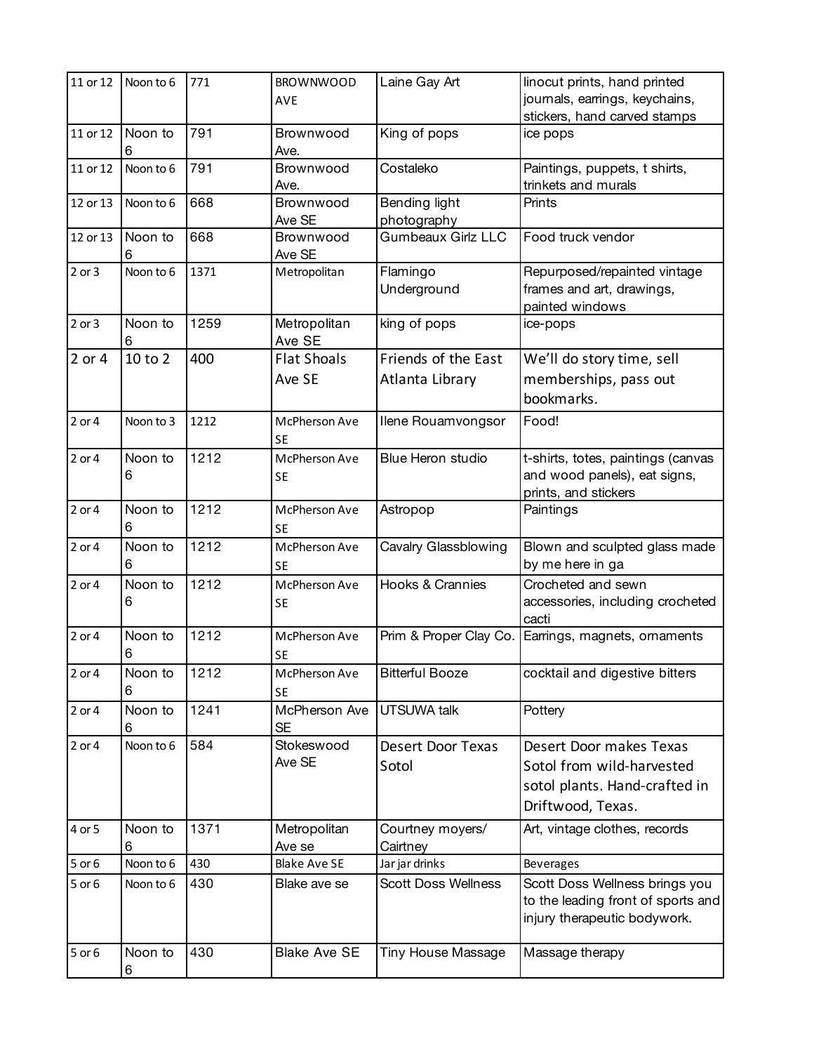| 11 or 12 | Noon to 6 | 771 | BROWNWOOD AVE | Laine Gay Art | linocut prints, hand printed journals, earrings, keychains, stickers, hand carved stamps |
|---|---|---|---|---|---|
| 11 or 12 | Noon to 6 | 791 | Brownwood Ave. | King of pops | ice pops |
| 11 or 12 | Noon to 6 | 791 | Brownwood Ave. | Costaleko | Paintings, puppets, t shirts, trinkets and murals |
| 12 or 13 | Noon to 6 | 668 | Brownwood Ave SE | Bending light photography | Prints |
| 12 or 13 | Noon to 6 | 668 | Brownwood Ave SE | Gumbeaux Girlz LLC | Food truck vendor |
| 2 or 3 | Noon to 6 | 1371 | Metropolitan | Flamingo Underground | Repurposed/repainted vintage frames and art, drawings, painted windows |
| 2 or 3 | Noon to 6 | 1259 | Metropolitan Ave SE | king of pops | ice-pops |
| 2 or 4 | 10 to 2 | 400 | Flat Shoals Ave SE | Friends of the East Atlanta Library | We'll do story time, sell memberships, pass out bookmarks. |
| 2 or 4 | Noon to 3 | 1212 | McPherson Ave SE | Ilene Rouamvongsor | Food! |
| 2 or 4 | Noon to 6 | 1212 | McPherson Ave SE | Blue Heron studio | t-shirts, totes, paintings (canvas and wood panels), eat signs, prints, and stickers |
| 2 or 4 | Noon to 6 | 1212 | McPherson Ave SE | Astropop | Paintings |
| 2 or 4 | Noon to 6 | 1212 | McPherson Ave SE | Cavalry Glassblowing | Blown and sculpted glass made by me here in ga |
| 2 or 4 | Noon to 6 | 1212 | McPherson Ave SE | Hooks & Crannies | Crocheted and sewn accessories, including crocheted cacti |
| 2 or 4 | Noon to 6 | 1212 | McPherson Ave SE | Prim & Proper Clay Co. | Earrings, magnets, ornaments |
| 2 or 4 | Noon to 6 | 1212 | McPherson Ave SE | Bitterful Booze | cocktail and digestive bitters |
| 2 or 4 | Noon to 6 | 1241 | McPherson Ave SE | UTSUWA talk | Pottery |
| 2 or 4 | Noon to 6 | 584 | Stokeswood Ave SE | Desert Door Texas Sotol | Desert Door makes Texas Sotol from wild-harvested sotol plants. Hand-crafted in Driftwood, Texas. |
| 4 or 5 | Noon to 6 | 1371 | Metropolitan Ave se | Courtney moyers/ Cairtney | Art, vintage clothes, records |
| 5 or 6 | Noon to 6 | 430 | Blake Ave SE | Jar jar drinks | Beverages |
| 5 or 6 | Noon to 6 | 430 | Blake ave se | Scott Doss Wellness | Scott Doss Wellness brings you to the leading front of sports and injury therapeutic bodywork. |
| 5 or 6 | Noon to 6 | 430 | Blake Ave SE | Tiny House Massage | Massage therapy |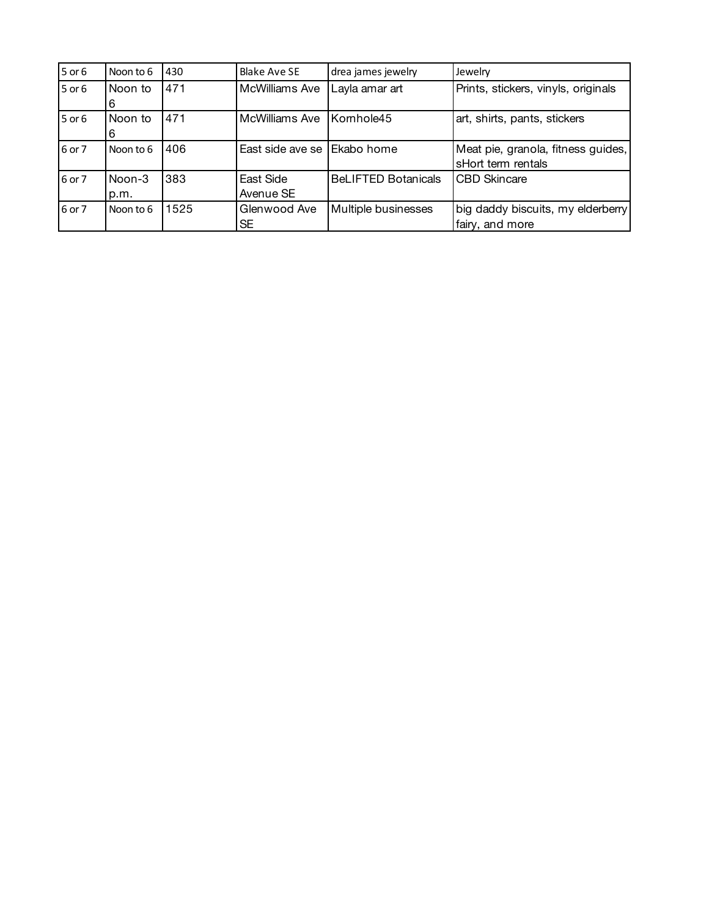| | | | | | |
|---|---|---|---|---|---|
| 5 or 6 | Noon to 6 | 430 | Blake Ave SE | drea james jewelry | Jewelry |
| 5 or 6 | Noon to 6 | 471 | McWilliams Ave | Layla amar art | Prints, stickers, vinyls, originals |
| 5 or 6 | Noon to 6 | 471 | McWilliams Ave | Kornhole45 | art, shirts, pants, stickers |
| 6 or 7 | Noon to 6 | 406 | East side ave se | Ekabo home | Meat pie, granola, fitness guides, sHort term rentals |
| 6 or 7 | Noon-3 p.m. | 383 | East Side Avenue SE | BeLIFTED Botanicals | CBD Skincare |
| 6 or 7 | Noon to 6 | 1525 | Glenwood Ave SE | Multiple businesses | big daddy biscuits, my elderberry fairy, and more |